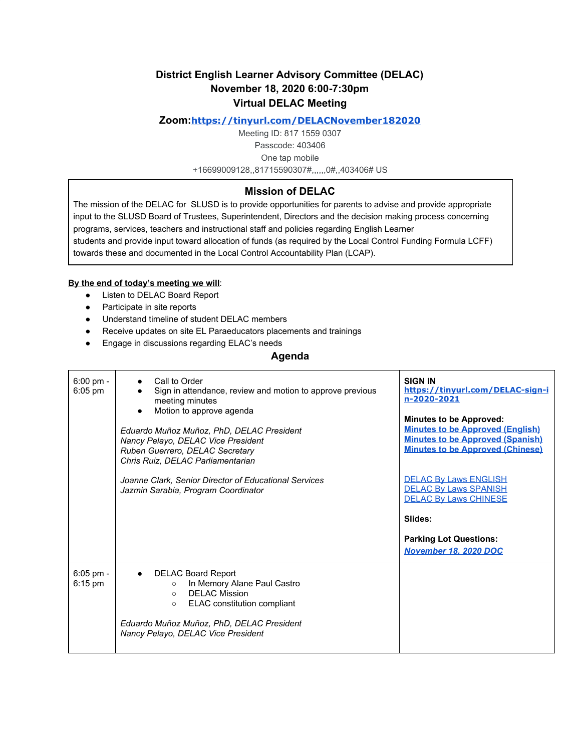# District English Learner Advisory Committee (DELAC)
## November 18, 2020 6:00-7:30pm
## Virtual DELAC Meeting

**Zoom:[https://tinyurl.com/DELACNovember182020](https://tinyurl.com/DELACNovember182020)**

Meeting ID: 817 1559 0307
Passcode: 403406
One tap mobile
+16699009128,,81715590307#,,,,,,0#,,403406# US

### Mission of DELAC

The mission of the DELAC for SLUSD is to provide opportunities for parents to advise and provide appropriate input to the SLUSD Board of Trustees, Superintendent, Directors and the decision making process concerning programs, services, teachers and instructional staff and policies regarding English Learner students and provide input toward allocation of funds (as required by the Local Control Funding Formula LCFF) towards these and documented in the Local Control Accountability Plan (LCAP).

**By the end of today's meeting we will**:

- Listen to DELAC Board Report
- Participate in site reports
- Understand timeline of student DELAC members
- Receive updates on site EL Paraeducators placements and trainings
- Engage in discussions regarding ELAC's needs

## Agenda

| Time | Item | Resources |
|---|---|---|
| 6:00 pm - 6:05 pm | • Call to Order<br>• Sign in attendance, review and motion to approve previous meeting minutes<br>• Motion to approve agenda<br><br>*Eduardo Muñoz Muñoz, PhD, DELAC President*<br>*Nancy Pelayo, DELAC Vice President*<br>*Ruben Guerrero, DELAC Secretary*<br>*Chris Ruiz, DELAC Parliamentarian*<br><br>*Joanne Clark, Senior Director of Educational Services*<br>*Jazmin Sarabia, Program Coordinator* | **SIGN IN**<br>**https://tinyurl.com/DELAC-sign-in-2020-2021**<br><br>**Minutes to be Approved:**<br>**Minutes to be Approved (English)**<br>**Minutes to be Approved (Spanish)**<br>**Minutes to be Approved (Chinese)**<br><br>DELAC By Laws ENGLISH<br>DELAC By Laws SPANISH<br>DELAC By Laws CHINESE<br><br>**Slides:**<br><br>**Parking Lot Questions:**<br>***November 18, 2020 DOC*** |
| 6:05 pm - 6:15 pm | • DELAC Board Report<br>&nbsp;&nbsp;○ In Memory Alane Paul Castro<br>&nbsp;&nbsp;○ DELAC Mission<br>&nbsp;&nbsp;○ ELAC constitution compliant<br><br>*Eduardo Muñoz Muñoz, PhD, DELAC President*<br>*Nancy Pelayo, DELAC Vice President* | |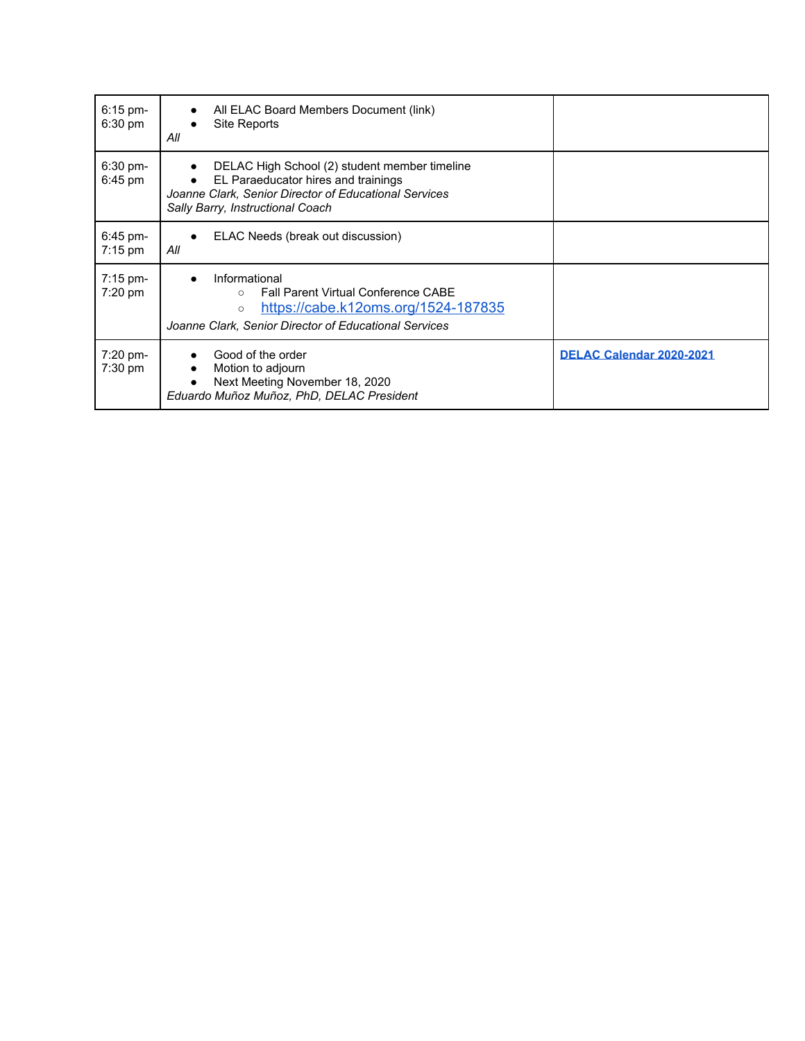| | | |
|---|---|---|
| 6:15 pm-6:30 pm | • All ELAC Board Members Document (link)<br>• Site Reports<br>*All* | |
| 6:30 pm-6:45 pm | • DELAC High School (2) student member timeline<br>• EL Paraeducator hires and trainings<br>*Joanne Clark, Senior Director of Educational Services*<br>*Sally Barry, Instructional Coach* | |
| 6:45 pm-7:15 pm | • ELAC Needs (break out discussion)<br>*All* | |
| 7:15 pm-7:20 pm | • Informational<br>  ○ Fall Parent Virtual Conference CABE<br>  ○ https://cabe.k12oms.org/1524-187835<br>*Joanne Clark, Senior Director of Educational Services* | |
| 7:20 pm-7:30 pm | • Good of the order<br>• Motion to adjourn<br>• Next Meeting November 18, 2020<br>*Eduardo Muñoz Muñoz, PhD, DELAC President* | **DELAC Calendar 2020-2021** |